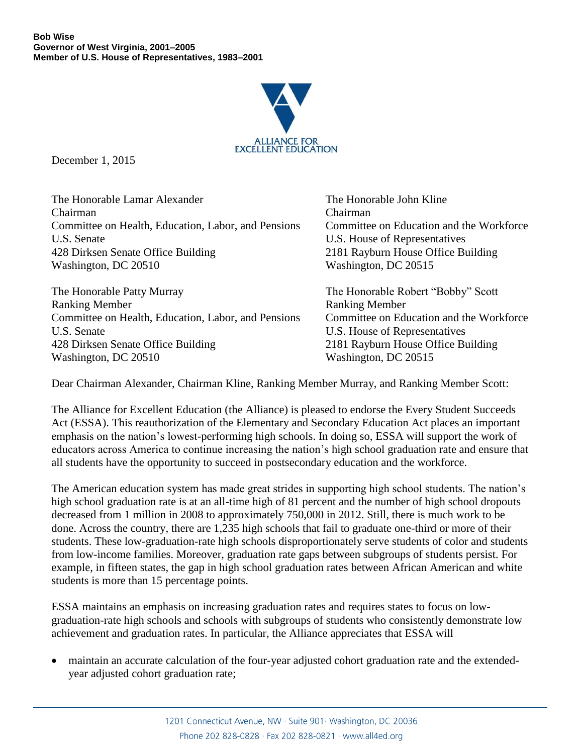**Bob Wise**
**Governor of West Virginia, 2001–2005**
**Member of U.S. House of Representatives, 1983–2001**

ALLIANCE FOR
EXCELLENT EDUCATION

December 1, 2015

The Honorable Lamar Alexander
Chairman
Committee on Health, Education, Labor, and Pensions
U.S. Senate
428 Dirksen Senate Office Building
Washington, DC 20510

The Honorable Patty Murray
Ranking Member
Committee on Health, Education, Labor, and Pensions
U.S. Senate
428 Dirksen Senate Office Building
Washington, DC 20510

The Honorable John Kline
Chairman
Committee on Education and the Workforce
U.S. House of Representatives
2181 Rayburn House Office Building
Washington, DC 20515

The Honorable Robert "Bobby" Scott
Ranking Member
Committee on Education and the Workforce
U.S. House of Representatives
2181 Rayburn House Office Building
Washington, DC 20515

Dear Chairman Alexander, Chairman Kline, Ranking Member Murray, and Ranking Member Scott:

The Alliance for Excellent Education (the Alliance) is pleased to endorse the Every Student Succeeds Act (ESSA). This reauthorization of the Elementary and Secondary Education Act places an important emphasis on the nation's lowest-performing high schools. In doing so, ESSA will support the work of educators across America to continue increasing the nation's high school graduation rate and ensure that all students have the opportunity to succeed in postsecondary education and the workforce.

The American education system has made great strides in supporting high school students. The nation's high school graduation rate is at an all-time high of 81 percent and the number of high school dropouts decreased from 1 million in 2008 to approximately 750,000 in 2012. Still, there is much work to be done. Across the country, there are 1,235 high schools that fail to graduate one-third or more of their students. These low-graduation-rate high schools disproportionately serve students of color and students from low-income families. Moreover, graduation rate gaps between subgroups of students persist. For example, in fifteen states, the gap in high school graduation rates between African American and white students is more than 15 percentage points.

ESSA maintains an emphasis on increasing graduation rates and requires states to focus on low-graduation-rate high schools and schools with subgroups of students who consistently demonstrate low achievement and graduation rates. In particular, the Alliance appreciates that ESSA will

- maintain an accurate calculation of the four-year adjusted cohort graduation rate and the extended-year adjusted cohort graduation rate;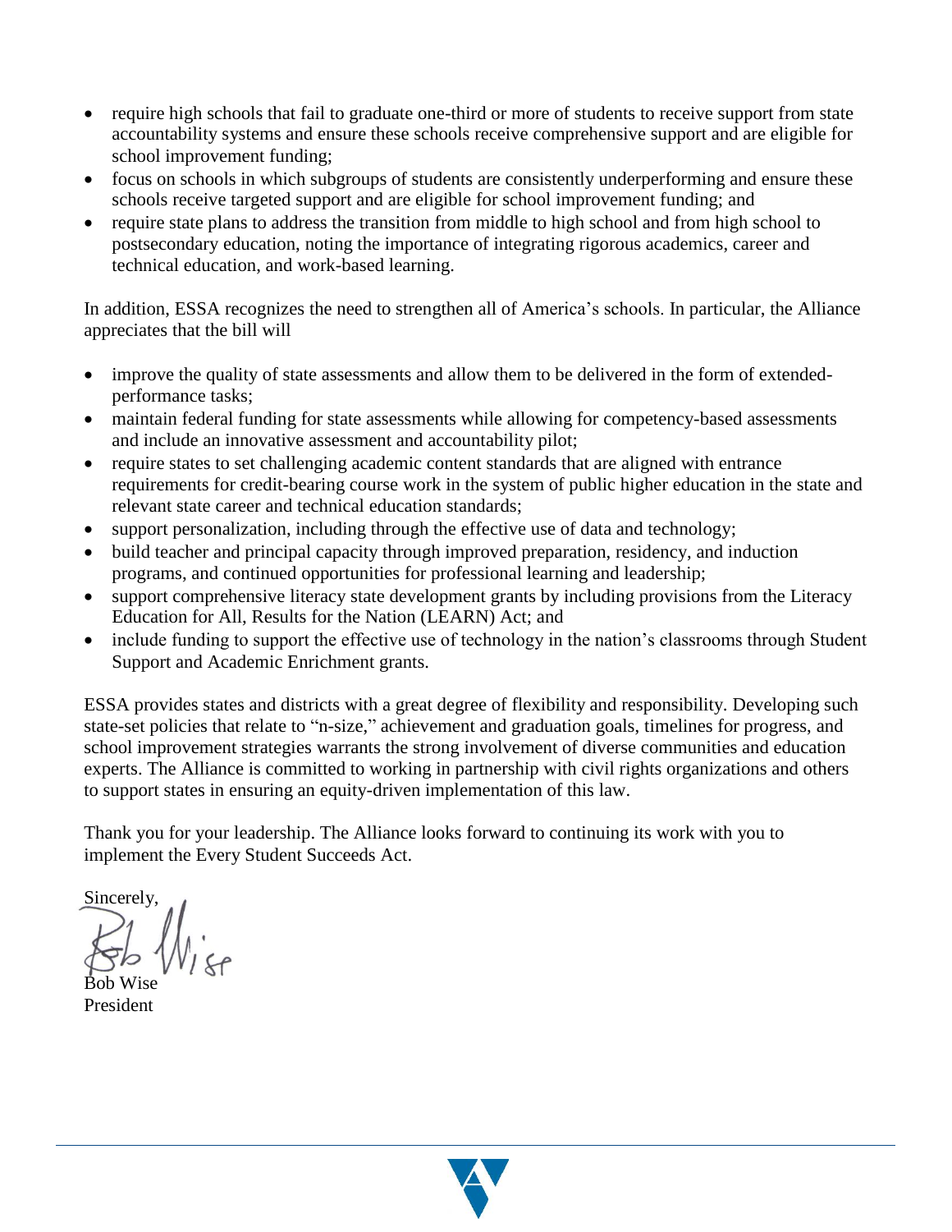- require high schools that fail to graduate one-third or more of students to receive support from state accountability systems and ensure these schools receive comprehensive support and are eligible for school improvement funding;
- focus on schools in which subgroups of students are consistently underperforming and ensure these schools receive targeted support and are eligible for school improvement funding; and
- require state plans to address the transition from middle to high school and from high school to postsecondary education, noting the importance of integrating rigorous academics, career and technical education, and work-based learning.

In addition, ESSA recognizes the need to strengthen all of America's schools. In particular, the Alliance appreciates that the bill will

- improve the quality of state assessments and allow them to be delivered in the form of extended-performance tasks;
- maintain federal funding for state assessments while allowing for competency-based assessments and include an innovative assessment and accountability pilot;
- require states to set challenging academic content standards that are aligned with entrance requirements for credit-bearing course work in the system of public higher education in the state and relevant state career and technical education standards;
- support personalization, including through the effective use of data and technology;
- build teacher and principal capacity through improved preparation, residency, and induction programs, and continued opportunities for professional learning and leadership;
- support comprehensive literacy state development grants by including provisions from the Literacy Education for All, Results for the Nation (LEARN) Act; and
- include funding to support the effective use of technology in the nation's classrooms through Student Support and Academic Enrichment grants.

ESSA provides states and districts with a great degree of flexibility and responsibility. Developing such state-set policies that relate to "n-size," achievement and graduation goals, timelines for progress, and school improvement strategies warrants the strong involvement of diverse communities and education experts. The Alliance is committed to working in partnership with civil rights organizations and others to support states in ensuring an equity-driven implementation of this law.

Thank you for your leadership. The Alliance looks forward to continuing its work with you to implement the Every Student Succeeds Act.

Sincerely,

Bob Wise
President